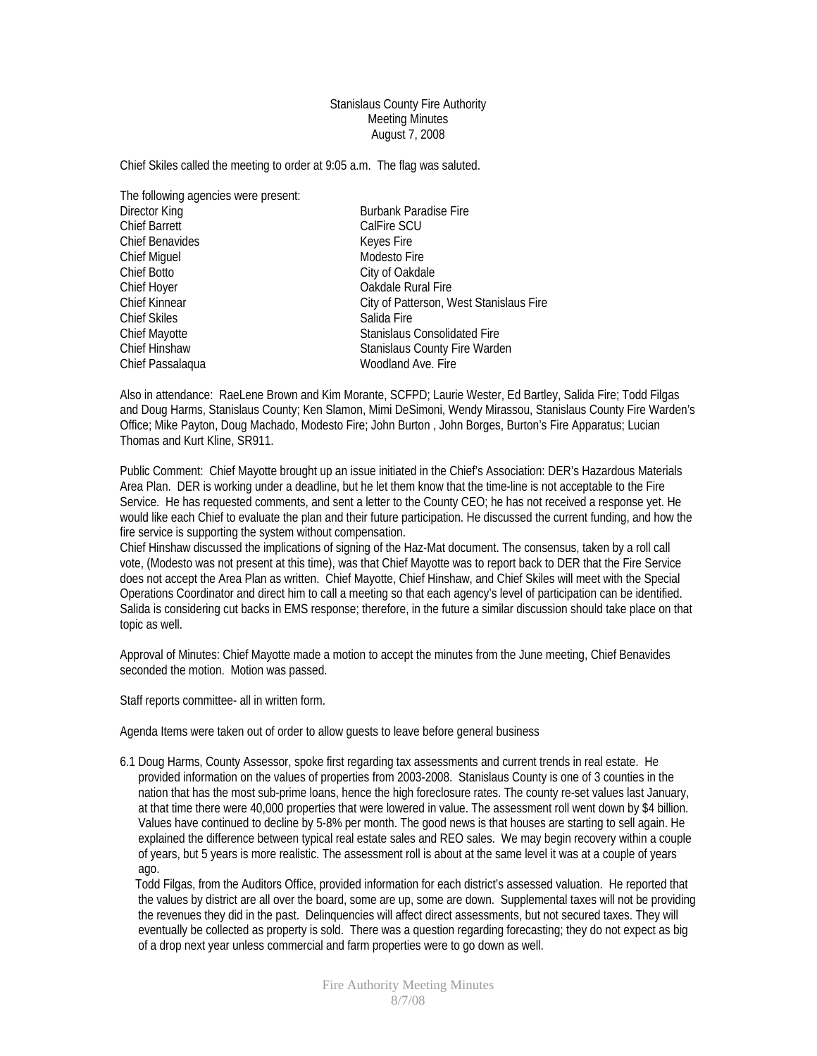Stanislaus County Fire Authority
Meeting Minutes
August 7, 2008

Chief Skiles called the meeting to order at 9:05 a.m. The flag was saluted.

The following agencies were present:

| | |
|---|---|
| Director King | Burbank Paradise Fire |
| Chief Barrett | CalFire SCU |
| Chief Benavides | Keyes Fire |
| Chief Miguel | Modesto Fire |
| Chief Botto | City of Oakdale |
| Chief Hoyer | Oakdale Rural Fire |
| Chief Kinnear | City of Patterson, West Stanislaus Fire |
| Chief Skiles | Salida Fire |
| Chief Mayotte | Stanislaus Consolidated Fire |
| Chief Hinshaw | Stanislaus County Fire Warden |
| Chief Passalaqua | Woodland Ave. Fire |

Also in attendance: RaeLene Brown and Kim Morante, SCFPD; Laurie Wester, Ed Bartley, Salida Fire; Todd Filgas and Doug Harms, Stanislaus County; Ken Slamon, Mimi DeSimoni, Wendy Mirassou, Stanislaus County Fire Warden's Office; Mike Payton, Doug Machado, Modesto Fire; John Burton , John Borges, Burton's Fire Apparatus; Lucian Thomas and Kurt Kline, SR911.

Public Comment: Chief Mayotte brought up an issue initiated in the Chief's Association: DER's Hazardous Materials Area Plan. DER is working under a deadline, but he let them know that the time-line is not acceptable to the Fire Service. He has requested comments, and sent a letter to the County CEO; he has not received a response yet. He would like each Chief to evaluate the plan and their future participation. He discussed the current funding, and how the fire service is supporting the system without compensation.
Chief Hinshaw discussed the implications of signing of the Haz-Mat document. The consensus, taken by a roll call vote, (Modesto was not present at this time), was that Chief Mayotte was to report back to DER that the Fire Service does not accept the Area Plan as written. Chief Mayotte, Chief Hinshaw, and Chief Skiles will meet with the Special Operations Coordinator and direct him to call a meeting so that each agency's level of participation can be identified. Salida is considering cut backs in EMS response; therefore, in the future a similar discussion should take place on that topic as well.

Approval of Minutes: Chief Mayotte made a motion to accept the minutes from the June meeting, Chief Benavides seconded the motion. Motion was passed.

Staff reports committee- all in written form.

Agenda Items were taken out of order to allow guests to leave before general business

6.1 Doug Harms, County Assessor, spoke first regarding tax assessments and current trends in real estate. He provided information on the values of properties from 2003-2008. Stanislaus County is one of 3 counties in the nation that has the most sub-prime loans, hence the high foreclosure rates. The county re-set values last January, at that time there were 40,000 properties that were lowered in value. The assessment roll went down by $4 billion. Values have continued to decline by 5-8% per month. The good news is that houses are starting to sell again. He explained the difference between typical real estate sales and REO sales. We may begin recovery within a couple of years, but 5 years is more realistic. The assessment roll is about at the same level it was at a couple of years ago.

Todd Filgas, from the Auditors Office, provided information for each district's assessed valuation. He reported that the values by district are all over the board, some are up, some are down. Supplemental taxes will not be providing the revenues they did in the past. Delinquencies will affect direct assessments, but not secured taxes. They will eventually be collected as property is sold. There was a question regarding forecasting; they do not expect as big of a drop next year unless commercial and farm properties were to go down as well.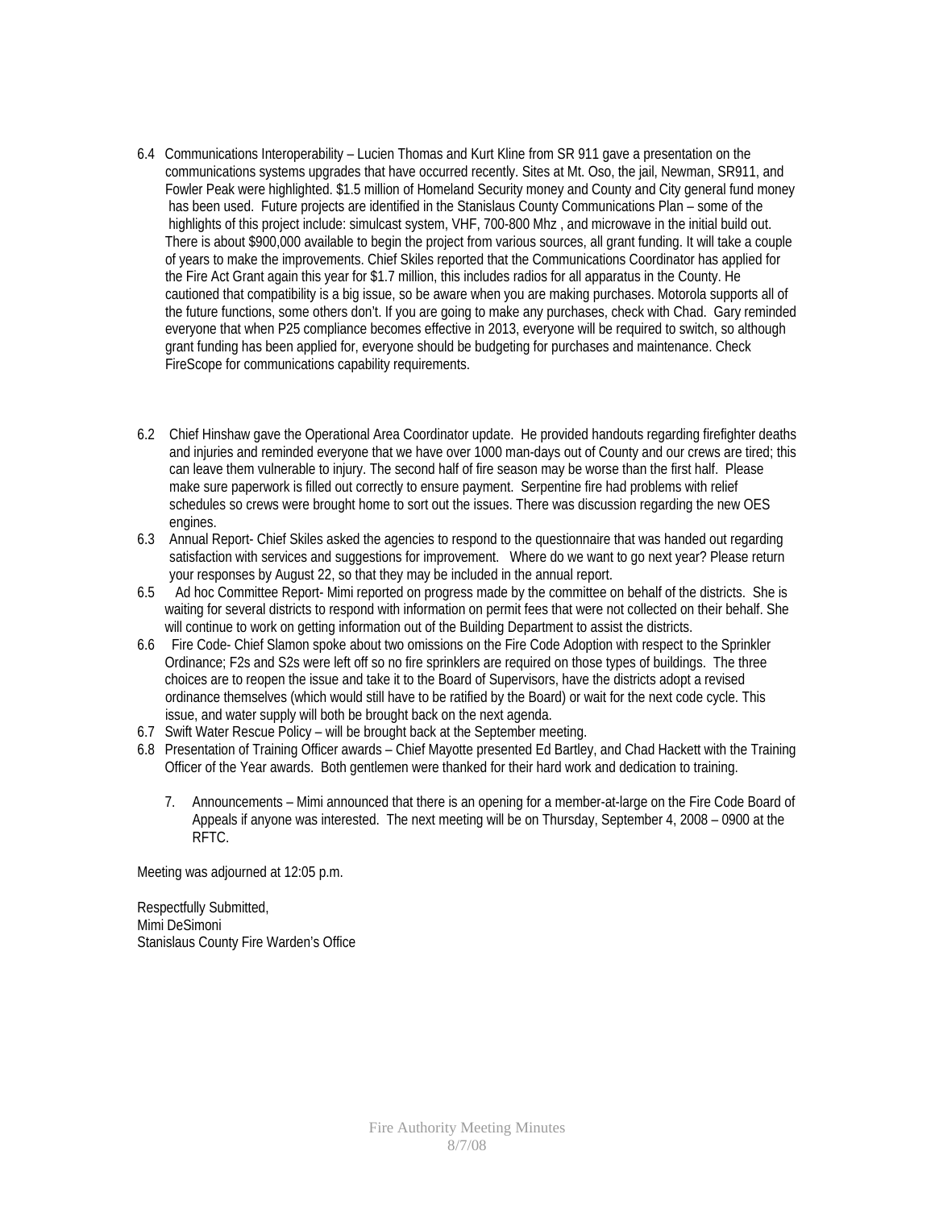6.4 Communications Interoperability – Lucien Thomas and Kurt Kline from SR 911 gave a presentation on the communications systems upgrades that have occurred recently. Sites at Mt. Oso, the jail, Newman, SR911, and Fowler Peak were highlighted. $1.5 million of Homeland Security money and County and City general fund money has been used. Future projects are identified in the Stanislaus County Communications Plan – some of the highlights of this project include: simulcast system, VHF, 700-800 Mhz , and microwave in the initial build out. There is about $900,000 available to begin the project from various sources, all grant funding. It will take a couple of years to make the improvements. Chief Skiles reported that the Communications Coordinator has applied for the Fire Act Grant again this year for $1.7 million, this includes radios for all apparatus in the County. He cautioned that compatibility is a big issue, so be aware when you are making purchases. Motorola supports all of the future functions, some others don't. If you are going to make any purchases, check with Chad. Gary reminded everyone that when P25 compliance becomes effective in 2013, everyone will be required to switch, so although grant funding has been applied for, everyone should be budgeting for purchases and maintenance. Check FireScope for communications capability requirements.

6.2 Chief Hinshaw gave the Operational Area Coordinator update. He provided handouts regarding firefighter deaths and injuries and reminded everyone that we have over 1000 man-days out of County and our crews are tired; this can leave them vulnerable to injury. The second half of fire season may be worse than the first half. Please make sure paperwork is filled out correctly to ensure payment. Serpentine fire had problems with relief schedules so crews were brought home to sort out the issues. There was discussion regarding the new OES engines.

6.3 Annual Report- Chief Skiles asked the agencies to respond to the questionnaire that was handed out regarding satisfaction with services and suggestions for improvement. Where do we want to go next year? Please return your responses by August 22, so that they may be included in the annual report.

6.5 Ad hoc Committee Report- Mimi reported on progress made by the committee on behalf of the districts. She is waiting for several districts to respond with information on permit fees that were not collected on their behalf. She will continue to work on getting information out of the Building Department to assist the districts.

6.6 Fire Code- Chief Slamon spoke about two omissions on the Fire Code Adoption with respect to the Sprinkler Ordinance; F2s and S2s were left off so no fire sprinklers are required on those types of buildings. The three choices are to reopen the issue and take it to the Board of Supervisors, have the districts adopt a revised ordinance themselves (which would still have to be ratified by the Board) or wait for the next code cycle. This issue, and water supply will both be brought back on the next agenda.

6.7 Swift Water Rescue Policy – will be brought back at the September meeting.

6.8 Presentation of Training Officer awards – Chief Mayotte presented Ed Bartley, and Chad Hackett with the Training Officer of the Year awards. Both gentlemen were thanked for their hard work and dedication to training.

7. Announcements – Mimi announced that there is an opening for a member-at-large on the Fire Code Board of Appeals if anyone was interested. The next meeting will be on Thursday, September 4, 2008 – 0900 at the RFTC.

Meeting was adjourned at 12:05 p.m.

Respectfully Submitted,
Mimi DeSimoni
Stanislaus County Fire Warden's Office